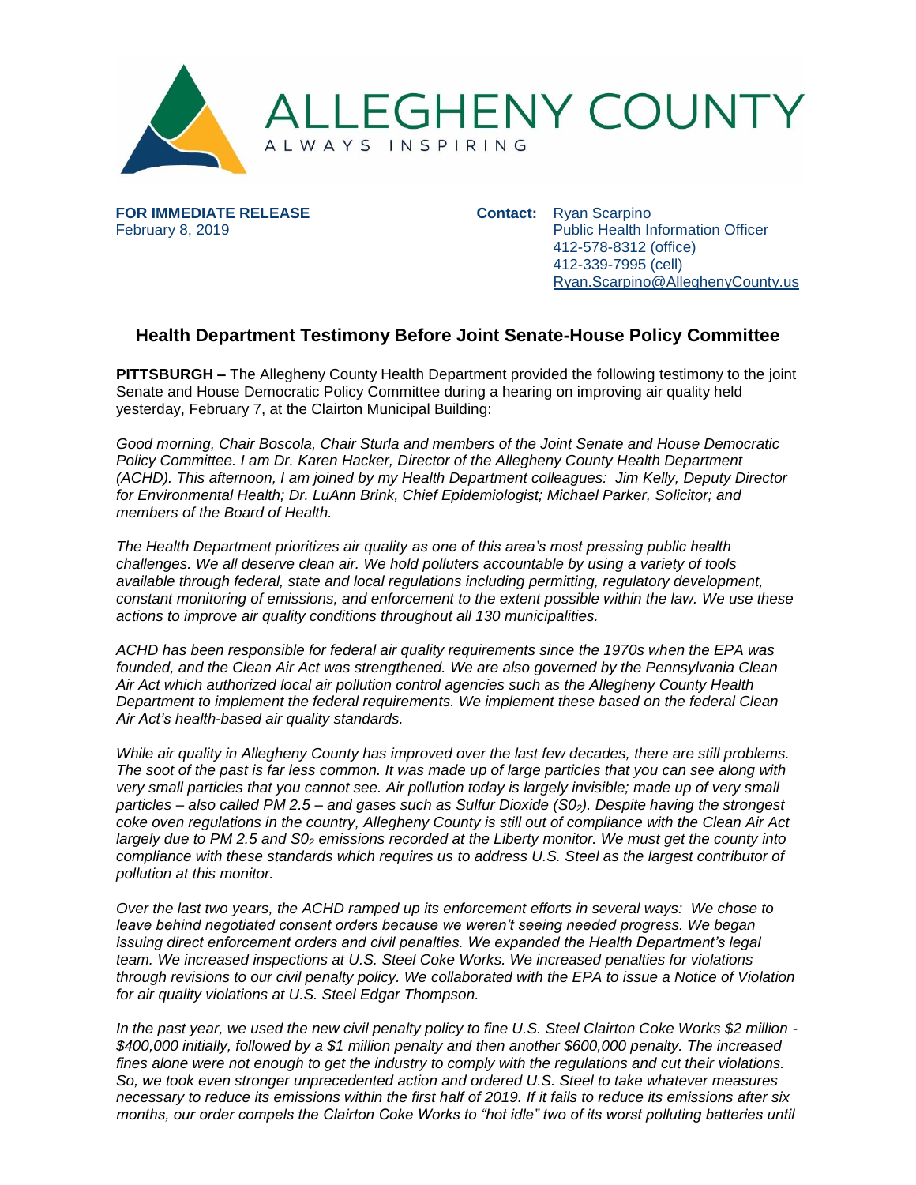# ALLEGHENY COUNTY

ALWAYS INSPIRING

**FOR IMMEDIATE RELEASE**
February 8, 2019

**Contact:** Ryan Scarpino
Public Health Information Officer
412-578-8312 (office)
412-339-7995 (cell)
Ryan.Scarpino@AlleghenyCounty.us

## Health Department Testimony Before Joint Senate-House Policy Committee

**PITTSBURGH –** The Allegheny County Health Department provided the following testimony to the joint Senate and House Democratic Policy Committee during a hearing on improving air quality held yesterday, February 7, at the Clairton Municipal Building:

*Good morning, Chair Boscola, Chair Sturla and members of the Joint Senate and House Democratic Policy Committee. I am Dr. Karen Hacker, Director of the Allegheny County Health Department (ACHD). This afternoon, I am joined by my Health Department colleagues: Jim Kelly, Deputy Director for Environmental Health; Dr. LuAnn Brink, Chief Epidemiologist; Michael Parker, Solicitor; and members of the Board of Health.*

*The Health Department prioritizes air quality as one of this area's most pressing public health challenges. We all deserve clean air. We hold polluters accountable by using a variety of tools available through federal, state and local regulations including permitting, regulatory development, constant monitoring of emissions, and enforcement to the extent possible within the law. We use these actions to improve air quality conditions throughout all 130 municipalities.*

*ACHD has been responsible for federal air quality requirements since the 1970s when the EPA was founded, and the Clean Air Act was strengthened. We are also governed by the Pennsylvania Clean Air Act which authorized local air pollution control agencies such as the Allegheny County Health Department to implement the federal requirements. We implement these based on the federal Clean Air Act's health-based air quality standards.*

*While air quality in Allegheny County has improved over the last few decades, there are still problems. The soot of the past is far less common. It was made up of large particles that you can see along with very small particles that you cannot see. Air pollution today is largely invisible; made up of very small particles – also called PM 2.5 – and gases such as Sulfur Dioxide ($S0_2$). Despite having the strongest coke oven regulations in the country, Allegheny County is still out of compliance with the Clean Air Act largely due to PM 2.5 and $S0_2$ emissions recorded at the Liberty monitor. We must get the county into compliance with these standards which requires us to address U.S. Steel as the largest contributor of pollution at this monitor.*

*Over the last two years, the ACHD ramped up its enforcement efforts in several ways: We chose to leave behind negotiated consent orders because we weren't seeing needed progress. We began issuing direct enforcement orders and civil penalties. We expanded the Health Department's legal team. We increased inspections at U.S. Steel Coke Works. We increased penalties for violations through revisions to our civil penalty policy. We collaborated with the EPA to issue a Notice of Violation for air quality violations at U.S. Steel Edgar Thompson.*

*In the past year, we used the new civil penalty policy to fine U.S. Steel Clairton Coke Works $2 million - $400,000 initially, followed by a $1 million penalty and then another $600,000 penalty. The increased fines alone were not enough to get the industry to comply with the regulations and cut their violations. So, we took even stronger unprecedented action and ordered U.S. Steel to take whatever measures necessary to reduce its emissions within the first half of 2019. If it fails to reduce its emissions after six months, our order compels the Clairton Coke Works to "hot idle" two of its worst polluting batteries until*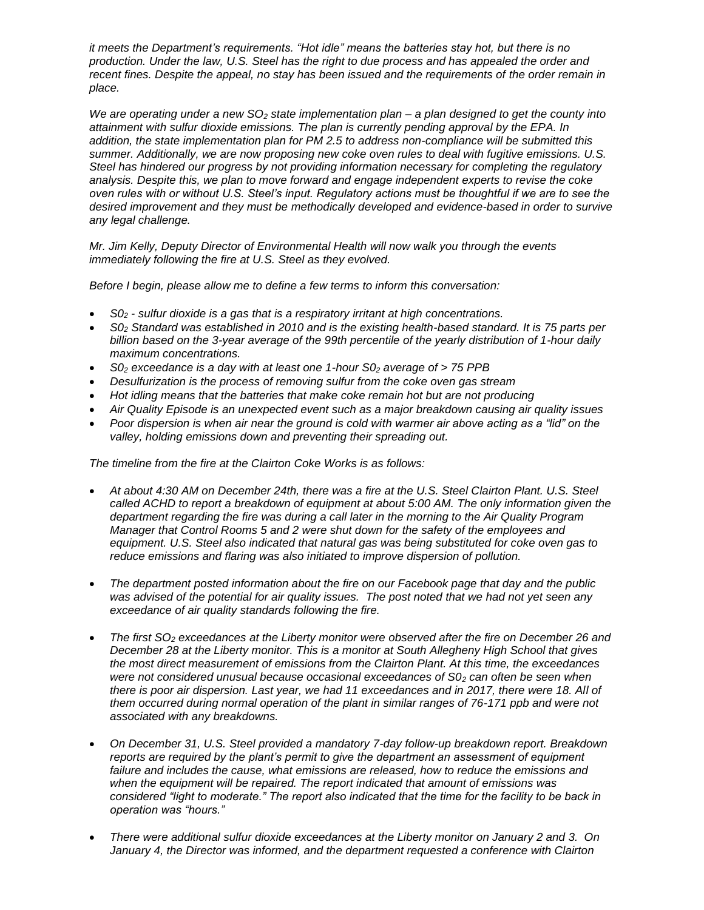*it meets the Department's requirements. "Hot idle" means the batteries stay hot, but there is no production. Under the law, U.S. Steel has the right to due process and has appealed the order and recent fines. Despite the appeal, no stay has been issued and the requirements of the order remain in place.*

*We are operating under a new $SO_2$ state implementation plan – a plan designed to get the county into attainment with sulfur dioxide emissions. The plan is currently pending approval by the EPA. In addition, the state implementation plan for PM 2.5 to address non-compliance will be submitted this summer. Additionally, we are now proposing new coke oven rules to deal with fugitive emissions. U.S. Steel has hindered our progress by not providing information necessary for completing the regulatory analysis. Despite this, we plan to move forward and engage independent experts to revise the coke oven rules with or without U.S. Steel's input. Regulatory actions must be thoughtful if we are to see the desired improvement and they must be methodically developed and evidence-based in order to survive any legal challenge.*

*Mr. Jim Kelly, Deputy Director of Environmental Health will now walk you through the events immediately following the fire at U.S. Steel as they evolved.*

*Before I begin, please allow me to define a few terms to inform this conversation:*

- *$S0_2$ - sulfur dioxide is a gas that is a respiratory irritant at high concentrations.*
- *$S0_2$ Standard was established in 2010 and is the existing health-based standard. It is 75 parts per billion based on the 3-year average of the 99th percentile of the yearly distribution of 1-hour daily maximum concentrations.*
- *$S0_2$ exceedance is a day with at least one 1-hour $S0_2$ average of > 75 PPB*
- *Desulfurization is the process of removing sulfur from the coke oven gas stream*
- *Hot idling means that the batteries that make coke remain hot but are not producing*
- *Air Quality Episode is an unexpected event such as a major breakdown causing air quality issues*
- *Poor dispersion is when air near the ground is cold with warmer air above acting as a "lid" on the valley, holding emissions down and preventing their spreading out.*

*The timeline from the fire at the Clairton Coke Works is as follows:*

- *At about 4:30 AM on December 24th, there was a fire at the U.S. Steel Clairton Plant. U.S. Steel called ACHD to report a breakdown of equipment at about 5:00 AM. The only information given the department regarding the fire was during a call later in the morning to the Air Quality Program Manager that Control Rooms 5 and 2 were shut down for the safety of the employees and equipment. U.S. Steel also indicated that natural gas was being substituted for coke oven gas to reduce emissions and flaring was also initiated to improve dispersion of pollution.*

- *The department posted information about the fire on our Facebook page that day and the public was advised of the potential for air quality issues. The post noted that we had not yet seen any exceedance of air quality standards following the fire.*

- *The first $SO_2$ exceedances at the Liberty monitor were observed after the fire on December 26 and December 28 at the Liberty monitor. This is a monitor at South Allegheny High School that gives the most direct measurement of emissions from the Clairton Plant. At this time, the exceedances were not considered unusual because occasional exceedances of $S0_2$ can often be seen when there is poor air dispersion. Last year, we had 11 exceedances and in 2017, there were 18. All of them occurred during normal operation of the plant in similar ranges of 76-171 ppb and were not associated with any breakdowns.*

- *On December 31, U.S. Steel provided a mandatory 7-day follow-up breakdown report. Breakdown reports are required by the plant's permit to give the department an assessment of equipment failure and includes the cause, what emissions are released, how to reduce the emissions and when the equipment will be repaired. The report indicated that amount of emissions was considered "light to moderate." The report also indicated that the time for the facility to be back in operation was "hours."*

- *There were additional sulfur dioxide exceedances at the Liberty monitor on January 2 and 3. On January 4, the Director was informed, and the department requested a conference with Clairton*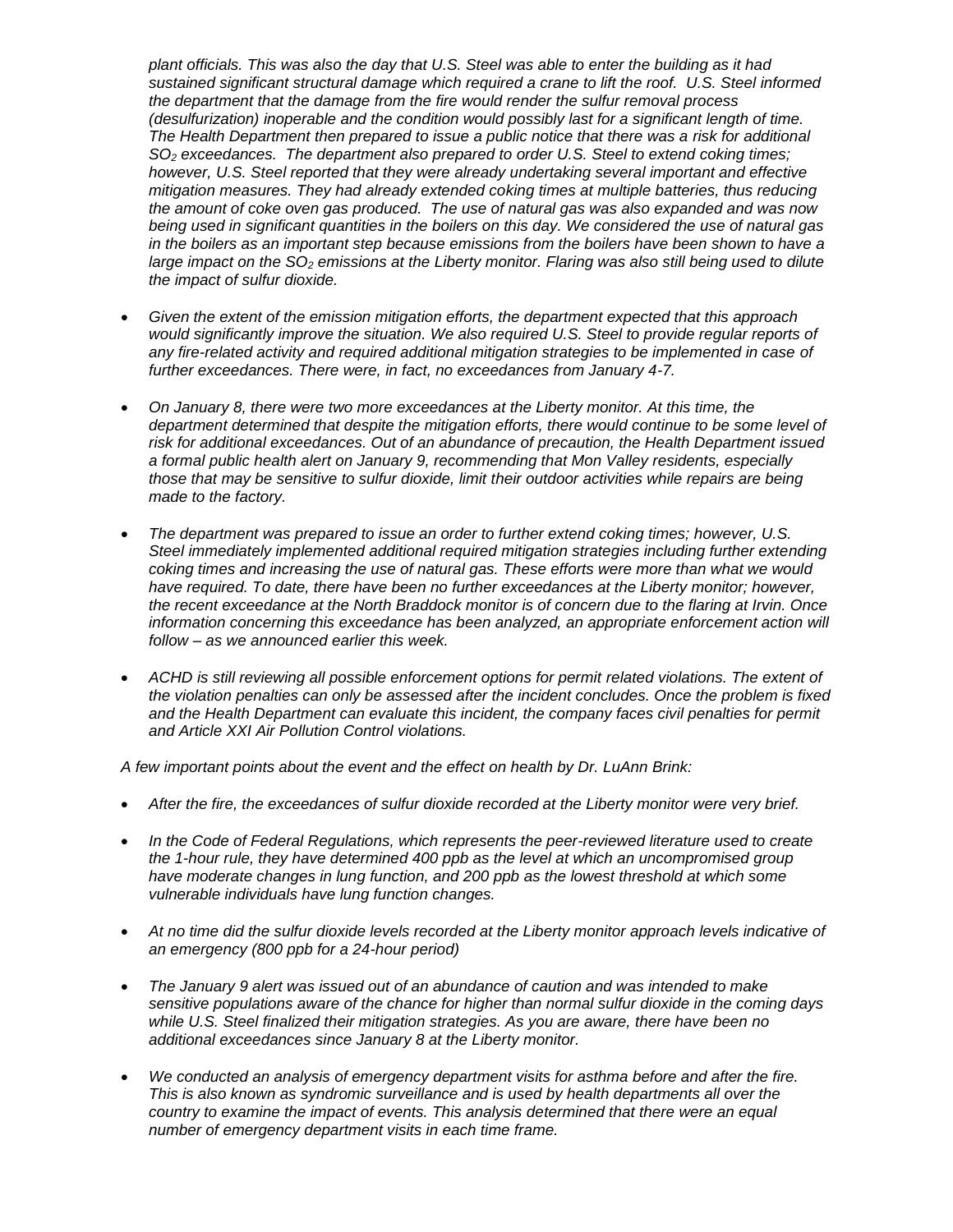*plant officials. This was also the day that U.S. Steel was able to enter the building as it had sustained significant structural damage which required a crane to lift the roof. U.S. Steel informed the department that the damage from the fire would render the sulfur removal process (desulfurization) inoperable and the condition would possibly last for a significant length of time. The Health Department then prepared to issue a public notice that there was a risk for additional $SO_2$ exceedances. The department also prepared to order U.S. Steel to extend coking times; however, U.S. Steel reported that they were already undertaking several important and effective mitigation measures. They had already extended coking times at multiple batteries, thus reducing the amount of coke oven gas produced. The use of natural gas was also expanded and was now being used in significant quantities in the boilers on this day. We considered the use of natural gas in the boilers as an important step because emissions from the boilers have been shown to have a large impact on the $SO_2$ emissions at the Liberty monitor. Flaring was also still being used to dilute the impact of sulfur dioxide.*

- *Given the extent of the emission mitigation efforts, the department expected that this approach would significantly improve the situation. We also required U.S. Steel to provide regular reports of any fire-related activity and required additional mitigation strategies to be implemented in case of further exceedances. There were, in fact, no exceedances from January 4-7.*

- *On January 8, there were two more exceedances at the Liberty monitor. At this time, the department determined that despite the mitigation efforts, there would continue to be some level of risk for additional exceedances. Out of an abundance of precaution, the Health Department issued a formal public health alert on January 9, recommending that Mon Valley residents, especially those that may be sensitive to sulfur dioxide, limit their outdoor activities while repairs are being made to the factory.*

- *The department was prepared to issue an order to further extend coking times; however, U.S. Steel immediately implemented additional required mitigation strategies including further extending coking times and increasing the use of natural gas. These efforts were more than what we would have required. To date, there have been no further exceedances at the Liberty monitor; however, the recent exceedance at the North Braddock monitor is of concern due to the flaring at Irvin. Once information concerning this exceedance has been analyzed, an appropriate enforcement action will follow – as we announced earlier this week.*

- *ACHD is still reviewing all possible enforcement options for permit related violations. The extent of the violation penalties can only be assessed after the incident concludes. Once the problem is fixed and the Health Department can evaluate this incident, the company faces civil penalties for permit and Article XXI Air Pollution Control violations.*

*A few important points about the event and the effect on health by Dr. LuAnn Brink:*

- *After the fire, the exceedances of sulfur dioxide recorded at the Liberty monitor were very brief.*

- *In the Code of Federal Regulations, which represents the peer-reviewed literature used to create the 1-hour rule, they have determined 400 ppb as the level at which an uncompromised group have moderate changes in lung function, and 200 ppb as the lowest threshold at which some vulnerable individuals have lung function changes.*

- *At no time did the sulfur dioxide levels recorded at the Liberty monitor approach levels indicative of an emergency (800 ppb for a 24-hour period)*

- *The January 9 alert was issued out of an abundance of caution and was intended to make sensitive populations aware of the chance for higher than normal sulfur dioxide in the coming days while U.S. Steel finalized their mitigation strategies. As you are aware, there have been no additional exceedances since January 8 at the Liberty monitor.*

- *We conducted an analysis of emergency department visits for asthma before and after the fire. This is also known as syndromic surveillance and is used by health departments all over the country to examine the impact of events. This analysis determined that there were an equal number of emergency department visits in each time frame.*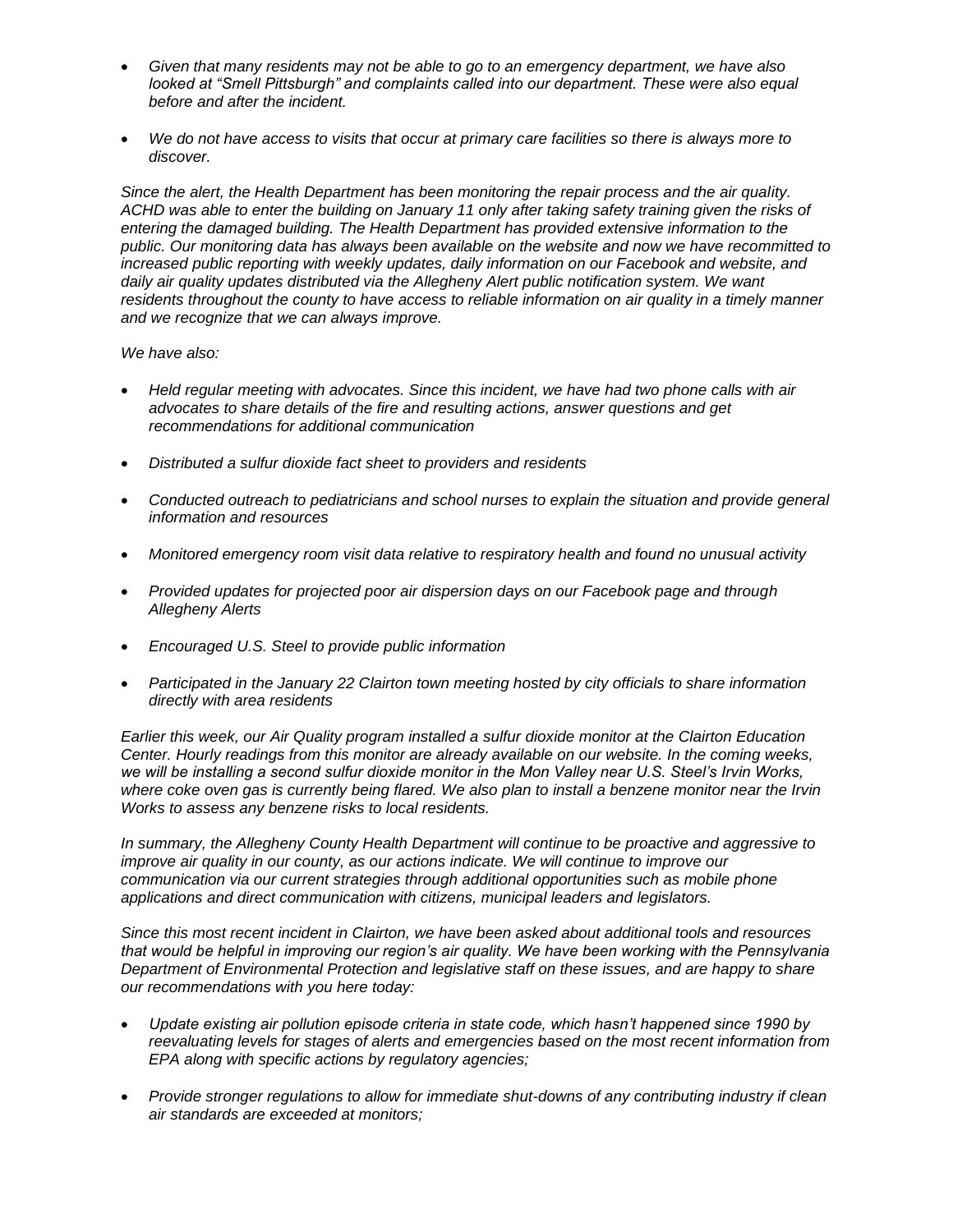- *Given that many residents may not be able to go to an emergency department, we have also looked at "Smell Pittsburgh" and complaints called into our department. These were also equal before and after the incident.*

- *We do not have access to visits that occur at primary care facilities so there is always more to discover.*

*Since the alert, the Health Department has been monitoring the repair process and the air quality. ACHD was able to enter the building on January 11 only after taking safety training given the risks of entering the damaged building. The Health Department has provided extensive information to the public. Our monitoring data has always been available on the website and now we have recommitted to increased public reporting with weekly updates, daily information on our Facebook and website, and daily air quality updates distributed via the Allegheny Alert public notification system. We want residents throughout the county to have access to reliable information on air quality in a timely manner and we recognize that we can always improve.*

*We have also:*

- *Held regular meeting with advocates. Since this incident, we have had two phone calls with air advocates to share details of the fire and resulting actions, answer questions and get recommendations for additional communication*

- *Distributed a sulfur dioxide fact sheet to providers and residents*

- *Conducted outreach to pediatricians and school nurses to explain the situation and provide general information and resources*

- *Monitored emergency room visit data relative to respiratory health and found no unusual activity*

- *Provided updates for projected poor air dispersion days on our Facebook page and through Allegheny Alerts*

- *Encouraged U.S. Steel to provide public information*

- *Participated in the January 22 Clairton town meeting hosted by city officials to share information directly with area residents*

*Earlier this week, our Air Quality program installed a sulfur dioxide monitor at the Clairton Education Center. Hourly readings from this monitor are already available on our website. In the coming weeks, we will be installing a second sulfur dioxide monitor in the Mon Valley near U.S. Steel's Irvin Works, where coke oven gas is currently being flared. We also plan to install a benzene monitor near the Irvin Works to assess any benzene risks to local residents.*

*In summary, the Allegheny County Health Department will continue to be proactive and aggressive to improve air quality in our county, as our actions indicate. We will continue to improve our communication via our current strategies through additional opportunities such as mobile phone applications and direct communication with citizens, municipal leaders and legislators.*

*Since this most recent incident in Clairton, we have been asked about additional tools and resources that would be helpful in improving our region's air quality. We have been working with the Pennsylvania Department of Environmental Protection and legislative staff on these issues, and are happy to share our recommendations with you here today:*

- *Update existing air pollution episode criteria in state code, which hasn't happened since 1990 by reevaluating levels for stages of alerts and emergencies based on the most recent information from EPA along with specific actions by regulatory agencies;*

- *Provide stronger regulations to allow for immediate shut-downs of any contributing industry if clean air standards are exceeded at monitors;*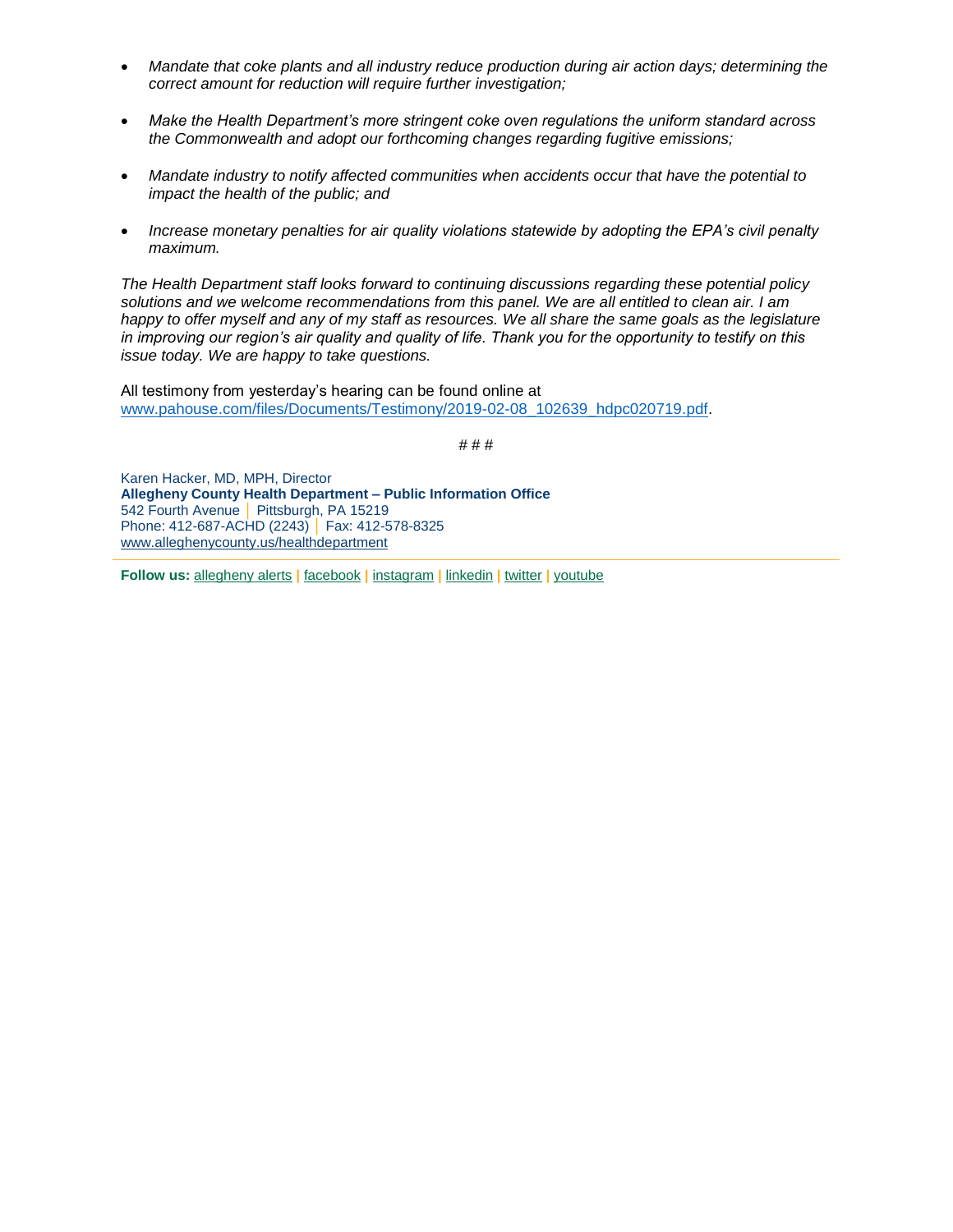- *Mandate that coke plants and all industry reduce production during air action days; determining the correct amount for reduction will require further investigation;*

- *Make the Health Department's more stringent coke oven regulations the uniform standard across the Commonwealth and adopt our forthcoming changes regarding fugitive emissions;*

- *Mandate industry to notify affected communities when accidents occur that have the potential to impact the health of the public; and*

- *Increase monetary penalties for air quality violations statewide by adopting the EPA's civil penalty maximum.*

*The Health Department staff looks forward to continuing discussions regarding these potential policy solutions and we welcome recommendations from this panel. We are all entitled to clean air. I am happy to offer myself and any of my staff as resources. We all share the same goals as the legislature in improving our region's air quality and quality of life. Thank you for the opportunity to testify on this issue today. We are happy to take questions.*

All testimony from yesterday's hearing can be found online at www.pahouse.com/files/Documents/Testimony/2019-02-08_102639_hdpc020719.pdf.

# # #

Karen Hacker, MD, MPH, Director
**Allegheny County Health Department – Public Information Office**
542 Fourth Avenue | Pittsburgh, PA 15219
Phone: 412-687-ACHD (2243) | Fax: 412-578-8325
www.alleghenycounty.us/healthdepartment

**Follow us:** allegheny alerts | facebook | instagram | linkedin | twitter | youtube